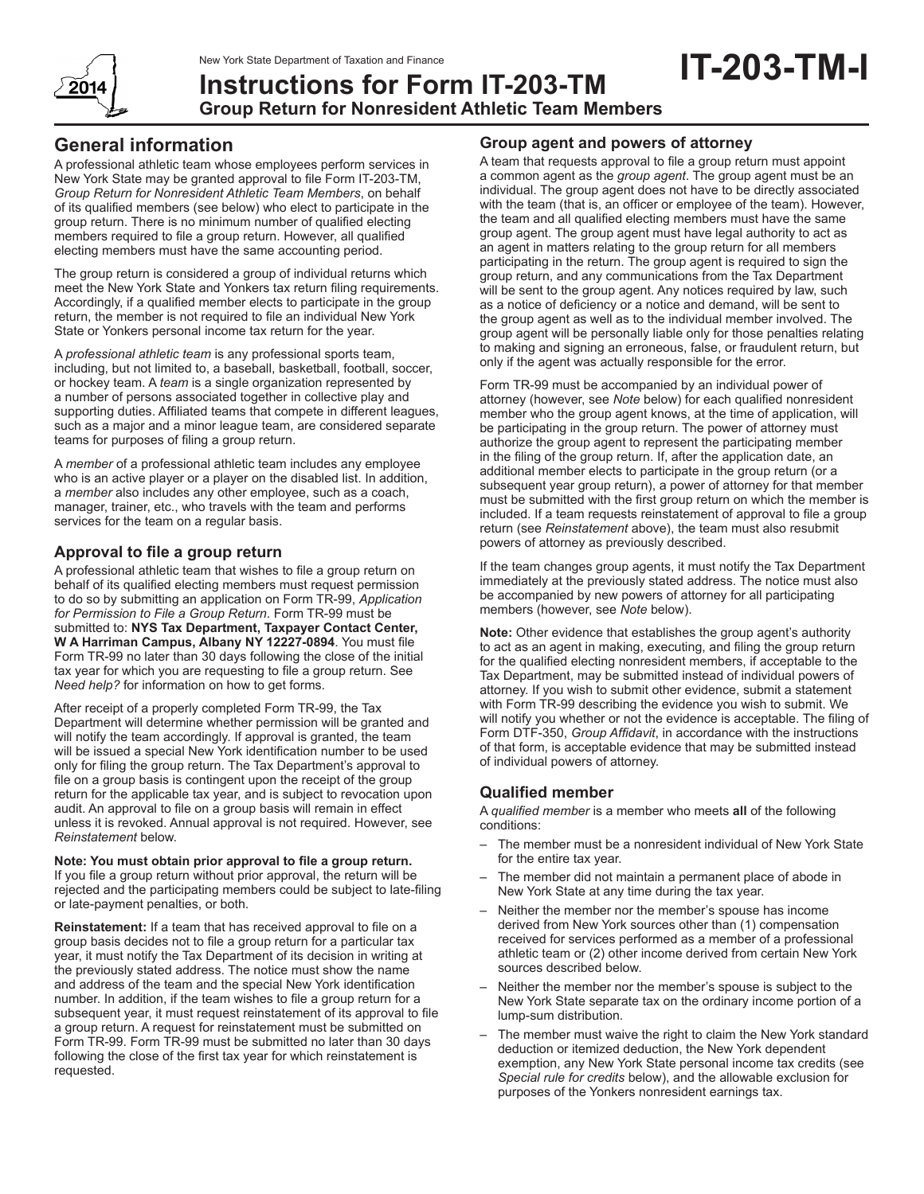New York State Department of Taxation and Finance

# Instructions for Form IT-203-TM

**IT-203-TM-I**

## Group Return for Nonresident Athletic Team Members

2014

## General information

A professional athletic team whose employees perform services in New York State may be granted approval to file Form IT-203-TM, *Group Return for Nonresident Athletic Team Members*, on behalf of its qualified members (see below) who elect to participate in the group return. There is no minimum number of qualified electing members required to file a group return. However, all qualified electing members must have the same accounting period.

The group return is considered a group of individual returns which meet the New York State and Yonkers tax return filing requirements. Accordingly, if a qualified member elects to participate in the group return, the member is not required to file an individual New York State or Yonkers personal income tax return for the year.

A *professional athletic team* is any professional sports team, including, but not limited to, a baseball, basketball, football, soccer, or hockey team. A *team* is a single organization represented by a number of persons associated together in collective play and supporting duties. Affiliated teams that compete in different leagues, such as a major and a minor league team, are considered separate teams for purposes of filing a group return.

A *member* of a professional athletic team includes any employee who is an active player or a player on the disabled list. In addition, a *member* also includes any other employee, such as a coach, manager, trainer, etc., who travels with the team and performs services for the team on a regular basis.

### Approval to file a group return

A professional athletic team that wishes to file a group return on behalf of its qualified electing members must request permission to do so by submitting an application on Form TR-99, *Application for Permission to File a Group Return*. Form TR-99 must be submitted to: **NYS Tax Department, Taxpayer Contact Center, W A Harriman Campus, Albany NY 12227-0894**. You must file Form TR-99 no later than 30 days following the close of the initial tax year for which you are requesting to file a group return. See *Need help?* for information on how to get forms.

After receipt of a properly completed Form TR-99, the Tax Department will determine whether permission will be granted and will notify the team accordingly. If approval is granted, the team will be issued a special New York identification number to be used only for filing the group return. The Tax Department's approval to file on a group basis is contingent upon the receipt of the group return for the applicable tax year, and is subject to revocation upon audit. An approval to file on a group basis will remain in effect unless it is revoked. Annual approval is not required. However, see *Reinstatement* below.

**Note: You must obtain prior approval to file a group return.** If you file a group return without prior approval, the return will be rejected and the participating members could be subject to late-filing or late-payment penalties, or both.

**Reinstatement:** If a team that has received approval to file on a group basis decides not to file a group return for a particular tax year, it must notify the Tax Department of its decision in writing at the previously stated address. The notice must show the name and address of the team and the special New York identification number. In addition, if the team wishes to file a group return for a subsequent year, it must request reinstatement of its approval to file a group return. A request for reinstatement must be submitted on Form TR-99. Form TR-99 must be submitted no later than 30 days following the close of the first tax year for which reinstatement is requested.

### Group agent and powers of attorney

A team that requests approval to file a group return must appoint a common agent as the *group agent*. The group agent must be an individual. The group agent does not have to be directly associated with the team (that is, an officer or employee of the team). However, the team and all qualified electing members must have the same group agent. The group agent must have legal authority to act as an agent in matters relating to the group return for all members participating in the return. The group agent is required to sign the group return, and any communications from the Tax Department will be sent to the group agent. Any notices required by law, such as a notice of deficiency or a notice and demand, will be sent to the group agent as well as to the individual member involved. The group agent will be personally liable only for those penalties relating to making and signing an erroneous, false, or fraudulent return, but only if the agent was actually responsible for the error.

Form TR-99 must be accompanied by an individual power of attorney (however, see *Note* below) for each qualified nonresident member who the group agent knows, at the time of application, will be participating in the group return. The power of attorney must authorize the group agent to represent the participating member in the filing of the group return. If, after the application date, an additional member elects to participate in the group return (or a subsequent year group return), a power of attorney for that member must be submitted with the first group return on which the member is included. If a team requests reinstatement of approval to file a group return (see *Reinstatement* above), the team must also resubmit powers of attorney as previously described.

If the team changes group agents, it must notify the Tax Department immediately at the previously stated address. The notice must also be accompanied by new powers of attorney for all participating members (however, see *Note* below).

**Note:** Other evidence that establishes the group agent's authority to act as an agent in making, executing, and filing the group return for the qualified electing nonresident members, if acceptable to the Tax Department, may be submitted instead of individual powers of attorney. If you wish to submit other evidence, submit a statement with Form TR-99 describing the evidence you wish to submit. We will notify you whether or not the evidence is acceptable. The filing of Form DTF-350, *Group Affidavit*, in accordance with the instructions of that form, is acceptable evidence that may be submitted instead of individual powers of attorney.

### Qualified member

A *qualified member* is a member who meets **all** of the following conditions:

- The member must be a nonresident individual of New York State for the entire tax year.
- The member did not maintain a permanent place of abode in New York State at any time during the tax year.
- Neither the member nor the member's spouse has income derived from New York sources other than (1) compensation received for services performed as a member of a professional athletic team or (2) other income derived from certain New York sources described below.
- Neither the member nor the member's spouse is subject to the New York State separate tax on the ordinary income portion of a lump-sum distribution.
- The member must waive the right to claim the New York standard deduction or itemized deduction, the New York dependent exemption, any New York State personal income tax credits (see *Special rule for credits* below), and the allowable exclusion for purposes of the Yonkers nonresident earnings tax.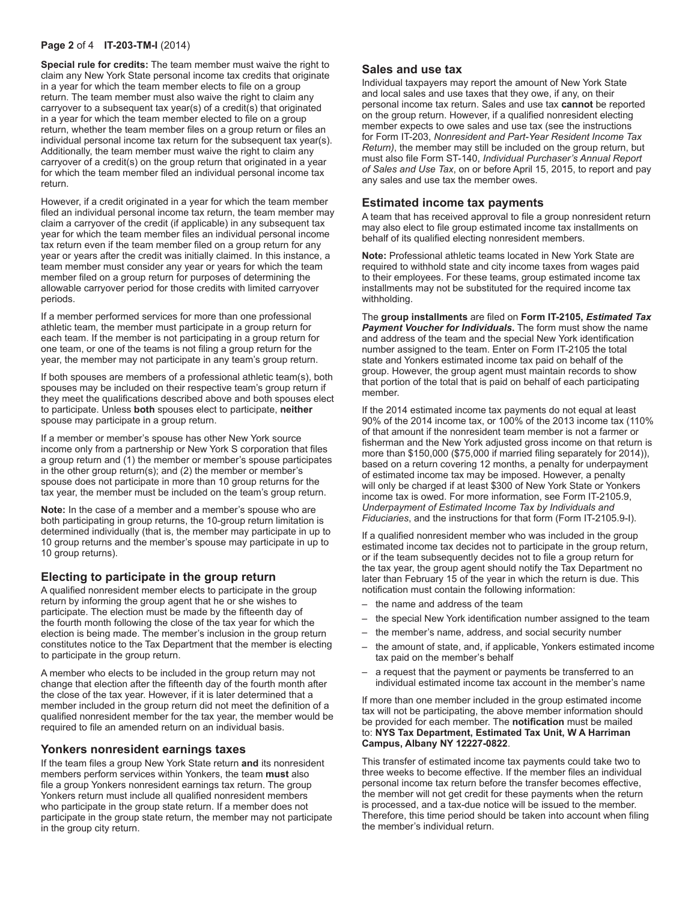**Special rule for credits:** The team member must waive the right to claim any New York State personal income tax credits that originate in a year for which the team member elects to file on a group return. The team member must also waive the right to claim any carryover to a subsequent tax year(s) of a credit(s) that originated in a year for which the team member elected to file on a group return, whether the team member files on a group return or files an individual personal income tax return for the subsequent tax year(s). Additionally, the team member must waive the right to claim any carryover of a credit(s) on the group return that originated in a year for which the team member filed an individual personal income tax return.

However, if a credit originated in a year for which the team member filed an individual personal income tax return, the team member may claim a carryover of the credit (if applicable) in any subsequent tax year for which the team member files an individual personal income tax return even if the team member filed on a group return for any year or years after the credit was initially claimed. In this instance, a team member must consider any year or years for which the team member filed on a group return for purposes of determining the allowable carryover period for those credits with limited carryover periods.

If a member performed services for more than one professional athletic team, the member must participate in a group return for each team. If the member is not participating in a group return for one team, or one of the teams is not filing a group return for the year, the member may not participate in any team's group return.

If both spouses are members of a professional athletic team(s), both spouses may be included on their respective team's group return if they meet the qualifications described above and both spouses elect to participate. Unless **both** spouses elect to participate, **neither** spouse may participate in a group return.

If a member or member's spouse has other New York source income only from a partnership or New York S corporation that files a group return and (1) the member or member's spouse participates in the other group return(s); and (2) the member or member's spouse does not participate in more than 10 group returns for the tax year, the member must be included on the team's group return.

**Note:** In the case of a member and a member's spouse who are both participating in group returns, the 10-group return limitation is determined individually (that is, the member may participate in up to 10 group returns and the member's spouse may participate in up to 10 group returns).

## Electing to participate in the group return

A qualified nonresident member elects to participate in the group return by informing the group agent that he or she wishes to participate. The election must be made by the fifteenth day of the fourth month following the close of the tax year for which the election is being made. The member's inclusion in the group return constitutes notice to the Tax Department that the member is electing to participate in the group return.

A member who elects to be included in the group return may not change that election after the fifteenth day of the fourth month after the close of the tax year. However, if it is later determined that a member included in the group return did not meet the definition of a qualified nonresident member for the tax year, the member would be required to file an amended return on an individual basis.

## Yonkers nonresident earnings taxes

If the team files a group New York State return **and** its nonresident members perform services within Yonkers, the team **must** also file a group Yonkers nonresident earnings tax return. The group Yonkers return must include all qualified nonresident members who participate in the group state return. If a member does not participate in the group state return, the member may not participate in the group city return.

## Sales and use tax

Individual taxpayers may report the amount of New York State and local sales and use taxes that they owe, if any, on their personal income tax return. Sales and use tax **cannot** be reported on the group return. However, if a qualified nonresident electing member expects to owe sales and use tax (see the instructions for Form IT-203, *Nonresident and Part-Year Resident Income Tax Return)*, the member may still be included on the group return, but must also file Form ST-140, *Individual Purchaser's Annual Report of Sales and Use Tax*, on or before April 15, 2015, to report and pay any sales and use tax the member owes.

## Estimated income tax payments

A team that has received approval to file a group nonresident return may also elect to file group estimated income tax installments on behalf of its qualified electing nonresident members.

**Note:** Professional athletic teams located in New York State are required to withhold state and city income taxes from wages paid to their employees. For these teams, group estimated income tax installments may not be substituted for the required income tax withholding.

The **group installments** are filed on **Form IT-2105,** ***Estimated Tax Payment Voucher for Individuals***. The form must show the name and address of the team and the special New York identification number assigned to the team. Enter on Form IT-2105 the total state and Yonkers estimated income tax paid on behalf of the group. However, the group agent must maintain records to show that portion of the total that is paid on behalf of each participating member.

If the 2014 estimated income tax payments do not equal at least 90% of the 2014 income tax, or 100% of the 2013 income tax (110% of that amount if the nonresident team member is not a farmer or fisherman and the New York adjusted gross income on that return is more than $150,000 ($75,000 if married filing separately for 2014)), based on a return covering 12 months, a penalty for underpayment of estimated income tax may be imposed. However, a penalty will only be charged if at least $300 of New York State or Yonkers income tax is owed. For more information, see Form IT-2105.9, *Underpayment of Estimated Income Tax by Individuals and Fiduciaries*, and the instructions for that form (Form IT-2105.9-I).

If a qualified nonresident member who was included in the group estimated income tax decides not to participate in the group return, or if the team subsequently decides not to file a group return for the tax year, the group agent should notify the Tax Department no later than February 15 of the year in which the return is due. This notification must contain the following information:

- the name and address of the team
- the special New York identification number assigned to the team
- the member's name, address, and social security number
- the amount of state, and, if applicable, Yonkers estimated income tax paid on the member's behalf
- a request that the payment or payments be transferred to an individual estimated income tax account in the member's name

If more than one member included in the group estimated income tax will not be participating, the above member information should be provided for each member. The **notification** must be mailed to: **NYS Tax Department, Estimated Tax Unit, W A Harriman Campus, Albany NY 12227-0822**.

This transfer of estimated income tax payments could take two to three weeks to become effective. If the member files an individual personal income tax return before the transfer becomes effective, the member will not get credit for these payments when the return is processed, and a tax-due notice will be issued to the member. Therefore, this time period should be taken into account when filing the member's individual return.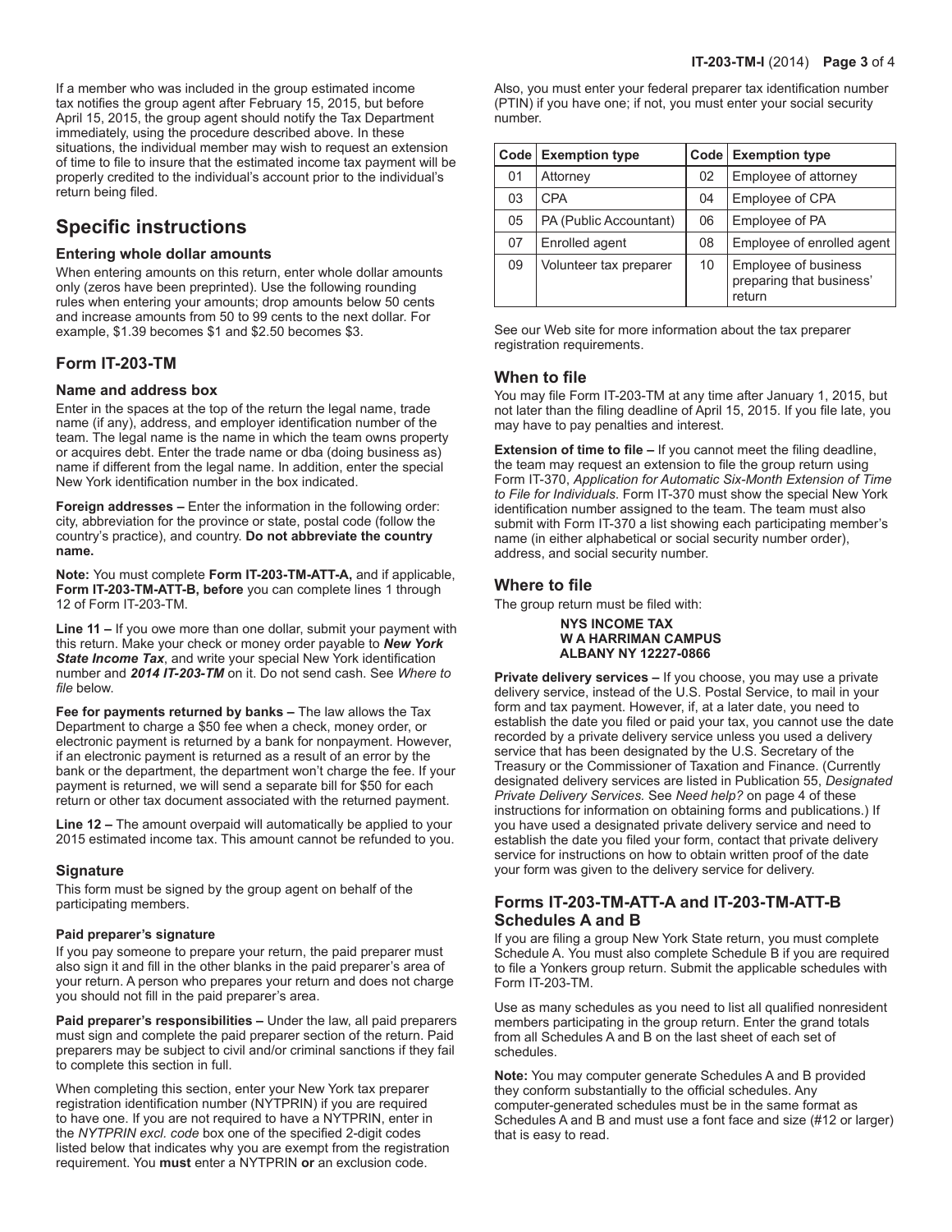If a member who was included in the group estimated income tax notifies the group agent after February 15, 2015, but before April 15, 2015, the group agent should notify the Tax Department immediately, using the procedure described above. In these situations, the individual member may wish to request an extension of time to file to insure that the estimated income tax payment will be properly credited to the individual's account prior to the individual's return being filed.

## Specific instructions

### Entering whole dollar amounts

When entering amounts on this return, enter whole dollar amounts only (zeros have been preprinted). Use the following rounding rules when entering your amounts; drop amounts below 50 cents and increase amounts from 50 to 99 cents to the next dollar. For example, $1.39 becomes $1 and $2.50 becomes $3.

### Form IT-203-TM

#### Name and address box

Enter in the spaces at the top of the return the legal name, trade name (if any), address, and employer identification number of the team. The legal name is the name in which the team owns property or acquires debt. Enter the trade name or dba (doing business as) name if different from the legal name. In addition, enter the special New York identification number in the box indicated.

**Foreign addresses –** Enter the information in the following order: city, abbreviation for the province or state, postal code (follow the country's practice), and country. **Do not abbreviate the country name.**

**Note:** You must complete **Form IT-203-TM-ATT-A,** and if applicable, **Form IT-203-TM-ATT-B, before** you can complete lines 1 through 12 of Form IT-203-TM.

**Line 11 –** If you owe more than one dollar, submit your payment with this return. Make your check or money order payable to ***New York State Income Tax***, and write your special New York identification number and ***2014 IT-203-TM*** on it. Do not send cash. See *Where to file* below.

**Fee for payments returned by banks –** The law allows the Tax Department to charge a $50 fee when a check, money order, or electronic payment is returned by a bank for nonpayment. However, if an electronic payment is returned as a result of an error by the bank or the department, the department won't charge the fee. If your payment is returned, we will send a separate bill for $50 for each return or other tax document associated with the returned payment.

**Line 12 –** The amount overpaid will automatically be applied to your 2015 estimated income tax. This amount cannot be refunded to you.

### Signature

This form must be signed by the group agent on behalf of the participating members.

#### Paid preparer's signature

If you pay someone to prepare your return, the paid preparer must also sign it and fill in the other blanks in the paid preparer's area of your return. A person who prepares your return and does not charge you should not fill in the paid preparer's area.

**Paid preparer's responsibilities –** Under the law, all paid preparers must sign and complete the paid preparer section of the return. Paid preparers may be subject to civil and/or criminal sanctions if they fail to complete this section in full.

When completing this section, enter your New York tax preparer registration identification number (NYTPRIN) if you are required to have one. If you are not required to have a NYTPRIN, enter in the *NYTPRIN excl. code* box one of the specified 2-digit codes listed below that indicates why you are exempt from the registration requirement. You **must** enter a NYTPRIN **or** an exclusion code.

Also, you must enter your federal preparer tax identification number (PTIN) if you have one; if not, you must enter your social security number.

| Code | Exemption type | Code | Exemption type |
|---|---|---|---|
| 01 | Attorney | 02 | Employee of attorney |
| 03 | CPA | 04 | Employee of CPA |
| 05 | PA (Public Accountant) | 06 | Employee of PA |
| 07 | Enrolled agent | 08 | Employee of enrolled agent |
| 09 | Volunteer tax preparer | 10 | Employee of business preparing that business' return |

See our Web site for more information about the tax preparer registration requirements.

### When to file

You may file Form IT-203-TM at any time after January 1, 2015, but not later than the filing deadline of April 15, 2015. If you file late, you may have to pay penalties and interest.

**Extension of time to file –** If you cannot meet the filing deadline, the team may request an extension to file the group return using Form IT-370, *Application for Automatic Six-Month Extension of Time to File for Individuals*. Form IT-370 must show the special New York identification number assigned to the team. The team must also submit with Form IT-370 a list showing each participating member's name (in either alphabetical or social security number order), address, and social security number.

### Where to file

The group return must be filed with:

**NYS INCOME TAX**
**W A HARRIMAN CAMPUS**
**ALBANY NY 12227-0866**

**Private delivery services –** If you choose, you may use a private delivery service, instead of the U.S. Postal Service, to mail in your form and tax payment. However, if, at a later date, you need to establish the date you filed or paid your tax, you cannot use the date recorded by a private delivery service unless you used a delivery service that has been designated by the U.S. Secretary of the Treasury or the Commissioner of Taxation and Finance. (Currently designated delivery services are listed in Publication 55, *Designated Private Delivery Services.* See *Need help?* on page 4 of these instructions for information on obtaining forms and publications.) If you have used a designated private delivery service and need to establish the date you filed your form, contact that private delivery service for instructions on how to obtain written proof of the date your form was given to the delivery service for delivery.

### Forms IT-203-TM-ATT-A and IT-203-TM-ATT-B Schedules A and B

If you are filing a group New York State return, you must complete Schedule A. You must also complete Schedule B if you are required to file a Yonkers group return. Submit the applicable schedules with Form IT-203-TM.

Use as many schedules as you need to list all qualified nonresident members participating in the group return. Enter the grand totals from all Schedules A and B on the last sheet of each set of schedules.

**Note:** You may computer generate Schedules A and B provided they conform substantially to the official schedules. Any computer-generated schedules must be in the same format as Schedules A and B and must use a font face and size (#12 or larger) that is easy to read.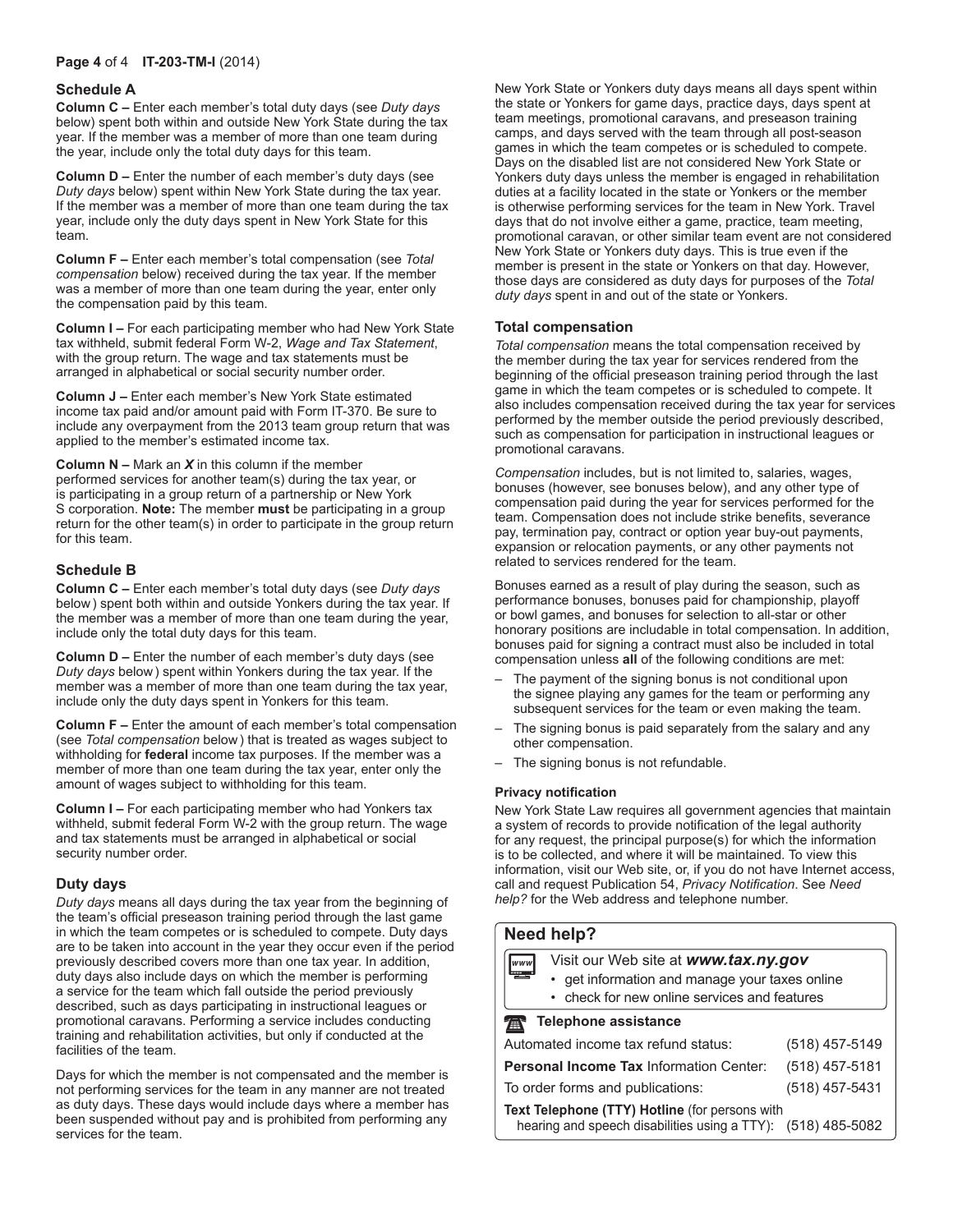## Schedule A

**Column C –** Enter each member's total duty days (see *Duty days* below) spent both within and outside New York State during the tax year. If the member was a member of more than one team during the year, include only the total duty days for this team.

**Column D –** Enter the number of each member's duty days (see *Duty days* below) spent within New York State during the tax year. If the member was a member of more than one team during the tax year, include only the duty days spent in New York State for this team.

**Column F –** Enter each member's total compensation (see *Total compensation* below) received during the tax year. If the member was a member of more than one team during the year, enter only the compensation paid by this team.

**Column I –** For each participating member who had New York State tax withheld, submit federal Form W-2, *Wage and Tax Statement*, with the group return. The wage and tax statements must be arranged in alphabetical or social security number order.

**Column J –** Enter each member's New York State estimated income tax paid and/or amount paid with Form IT-370. Be sure to include any overpayment from the 2013 team group return that was applied to the member's estimated income tax.

**Column N –** Mark an ***X*** in this column if the member performed services for another team(s) during the tax year, or is participating in a group return of a partnership or New York S corporation. **Note:** The member **must** be participating in a group return for the other team(s) in order to participate in the group return for this team.

## Schedule B

**Column C –** Enter each member's total duty days (see *Duty days* below ) spent both within and outside Yonkers during the tax year. If the member was a member of more than one team during the year, include only the total duty days for this team.

**Column D –** Enter the number of each member's duty days (see *Duty days* below ) spent within Yonkers during the tax year. If the member was a member of more than one team during the tax year, include only the duty days spent in Yonkers for this team.

**Column F –** Enter the amount of each member's total compensation (see *Total compensation* below ) that is treated as wages subject to withholding for **federal** income tax purposes. If the member was a member of more than one team during the tax year, enter only the amount of wages subject to withholding for this team.

**Column I –** For each participating member who had Yonkers tax withheld, submit federal Form W-2 with the group return. The wage and tax statements must be arranged in alphabetical or social security number order.

## Duty days

*Duty days* means all days during the tax year from the beginning of the team's official preseason training period through the last game in which the team competes or is scheduled to compete. Duty days are to be taken into account in the year they occur even if the period previously described covers more than one tax year. In addition, duty days also include days on which the member is performing a service for the team which fall outside the period previously described, such as days participating in instructional leagues or promotional caravans. Performing a service includes conducting training and rehabilitation activities, but only if conducted at the facilities of the team.

Days for which the member is not compensated and the member is not performing services for the team in any manner are not treated as duty days. These days would include days where a member has been suspended without pay and is prohibited from performing any services for the team.

New York State or Yonkers duty days means all days spent within the state or Yonkers for game days, practice days, days spent at team meetings, promotional caravans, and preseason training camps, and days served with the team through all post-season games in which the team competes or is scheduled to compete. Days on the disabled list are not considered New York State or Yonkers duty days unless the member is engaged in rehabilitation duties at a facility located in the state or Yonkers or the member is otherwise performing services for the team in New York. Travel days that do not involve either a game, practice, team meeting, promotional caravan, or other similar team event are not considered New York State or Yonkers duty days. This is true even if the member is present in the state or Yonkers on that day. However, those days are considered as duty days for purposes of the *Total duty days* spent in and out of the state or Yonkers.

## Total compensation

*Total compensation* means the total compensation received by the member during the tax year for services rendered from the beginning of the official preseason training period through the last game in which the team competes or is scheduled to compete. It also includes compensation received during the tax year for services performed by the member outside the period previously described, such as compensation for participation in instructional leagues or promotional caravans.

*Compensation* includes, but is not limited to, salaries, wages, bonuses (however, see bonuses below), and any other type of compensation paid during the year for services performed for the team. Compensation does not include strike benefits, severance pay, termination pay, contract or option year buy-out payments, expansion or relocation payments, or any other payments not related to services rendered for the team.

Bonuses earned as a result of play during the season, such as performance bonuses, bonuses paid for championship, playoff or bowl games, and bonuses for selection to all-star or other honorary positions are includable in total compensation. In addition, bonuses paid for signing a contract must also be included in total compensation unless **all** of the following conditions are met:

– The payment of the signing bonus is not conditional upon the signee playing any games for the team or performing any subsequent services for the team or even making the team.

– The signing bonus is paid separately from the salary and any other compensation.

– The signing bonus is not refundable.

#### Privacy notification

New York State Law requires all government agencies that maintain a system of records to provide notification of the legal authority for any request, the principal purpose(s) for which the information is to be collected, and where it will be maintained. To view this information, visit our Web site, or, if you do not have Internet access, call and request Publication 54, *Privacy Notification*. See *Need help?* for the Web address and telephone number.

## Need help?

Visit our Web site at ***www.tax.ny.gov***

- get information and manage your taxes online
- check for new online services and features

**Telephone assistance**

| | |
|---|---|
| Automated income tax refund status: | (518) 457-5149 |
| **Personal Income Tax** Information Center: | (518) 457-5181 |
| To order forms and publications: | (518) 457-5431 |
| **Text Telephone (TTY) Hotline** (for persons with hearing and speech disabilities using a TTY): | (518) 485-5082 |